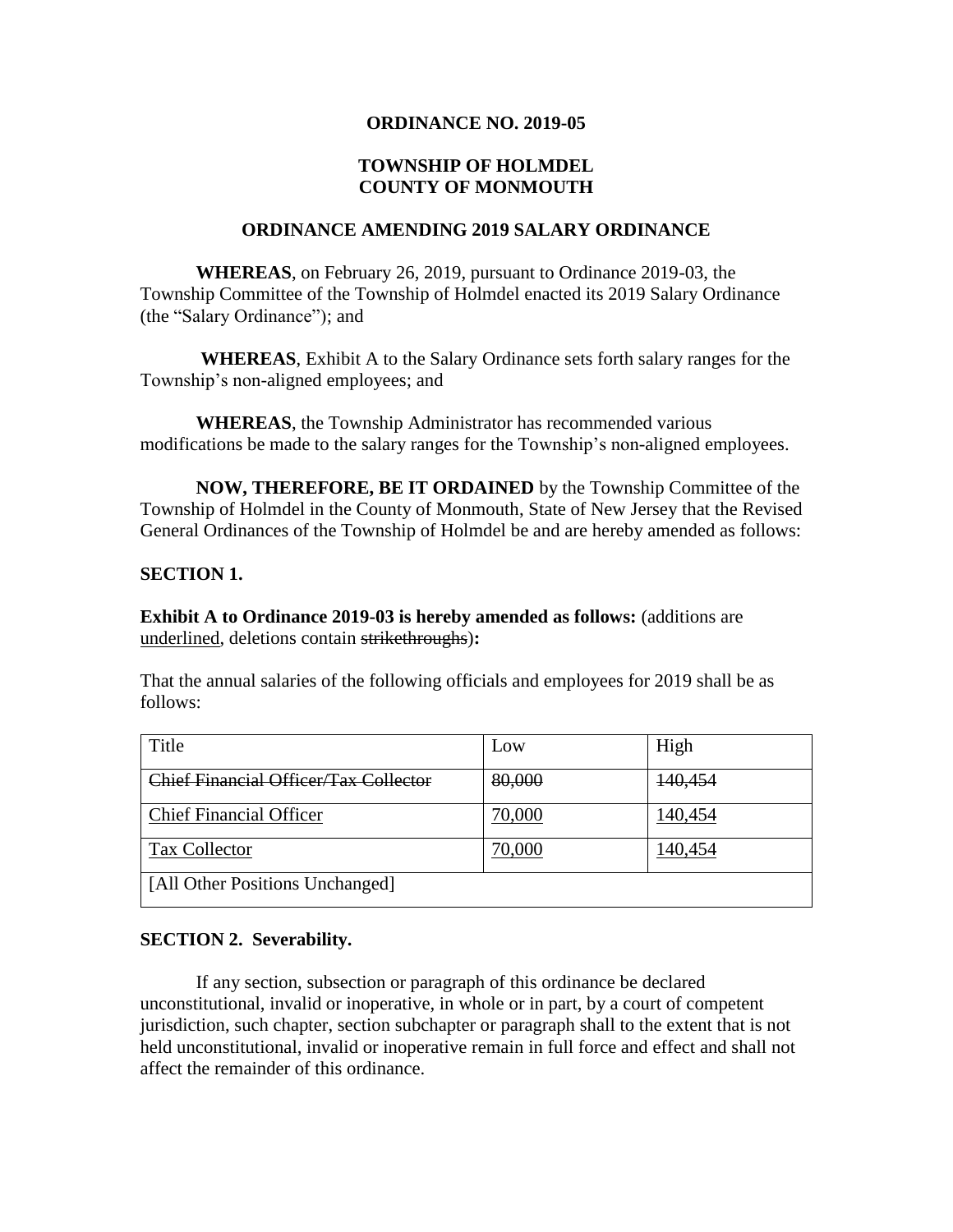**ORDINANCE NO. 2019-05**

**TOWNSHIP OF HOLMDEL**
**COUNTY OF MONMOUTH**

**ORDINANCE AMENDING 2019 SALARY ORDINANCE**

**WHEREAS**, on February 26, 2019, pursuant to Ordinance 2019-03, the Township Committee of the Township of Holmdel enacted its 2019 Salary Ordinance (the "Salary Ordinance"); and

**WHEREAS**, Exhibit A to the Salary Ordinance sets forth salary ranges for the Township's non-aligned employees; and

**WHEREAS**, the Township Administrator has recommended various modifications be made to the salary ranges for the Township's non-aligned employees.

**NOW, THEREFORE, BE IT ORDAINED** by the Township Committee of the Township of Holmdel in the County of Monmouth, State of New Jersey that the Revised General Ordinances of the Township of Holmdel be and are hereby amended as follows:

**SECTION 1.**

**Exhibit A to Ordinance 2019-03 is hereby amended as follows:** (additions are <u>underlined</u>, deletions contain ~~strikethroughs~~)**:**

That the annual salaries of the following officials and employees for 2019 shall be as follows:

| Title | Low | High |
|---|---|---|
| ~~Chief Financial Officer/Tax Collector~~ | ~~80,000~~ | ~~140,454~~ |
| <u>Chief Financial Officer</u> | <u>70,000</u> | <u>140,454</u> |
| <u>Tax Collector</u> | <u>70,000</u> | <u>140,454</u> |
| [All Other Positions Unchanged] | | |

**SECTION 2. Severability.**

If any section, subsection or paragraph of this ordinance be declared unconstitutional, invalid or inoperative, in whole or in part, by a court of competent jurisdiction, such chapter, section subchapter or paragraph shall to the extent that is not held unconstitutional, invalid or inoperative remain in full force and effect and shall not affect the remainder of this ordinance.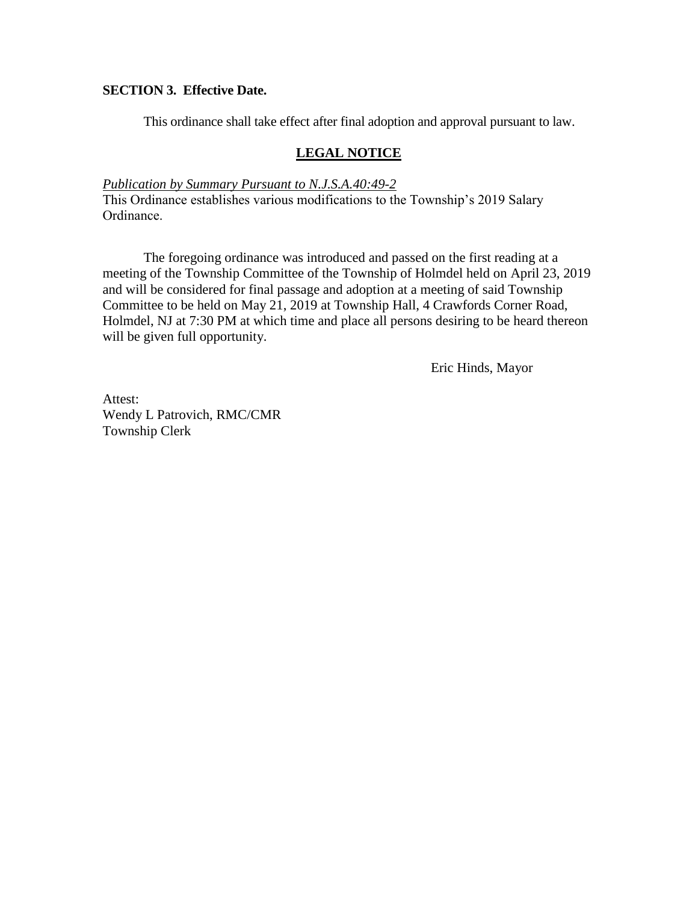**SECTION 3. Effective Date.**

This ordinance shall take effect after final adoption and approval pursuant to law.

## LEGAL NOTICE

*Publication by Summary Pursuant to N.J.S.A.40:49-2*
This Ordinance establishes various modifications to the Township's 2019 Salary Ordinance.

The foregoing ordinance was introduced and passed on the first reading at a meeting of the Township Committee of the Township of Holmdel held on April 23, 2019 and will be considered for final passage and adoption at a meeting of said Township Committee to be held on May 21, 2019 at Township Hall, 4 Crawfords Corner Road, Holmdel, NJ at 7:30 PM at which time and place all persons desiring to be heard thereon will be given full opportunity.

Eric Hinds, Mayor

Attest:
Wendy L Patrovich, RMC/CMR
Township Clerk